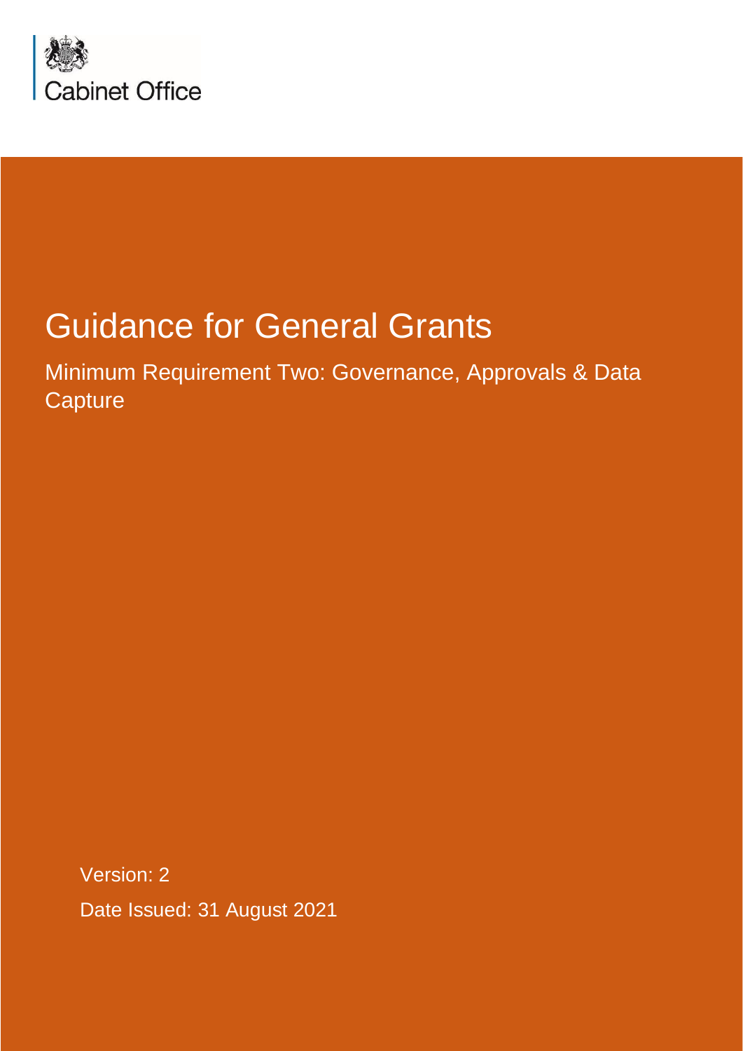Cabinet Office

# Guidance for General Grants

## Minimum Requirement Two: Governance, Approvals & Data Capture

Version: 2

Date Issued: 31 August 2021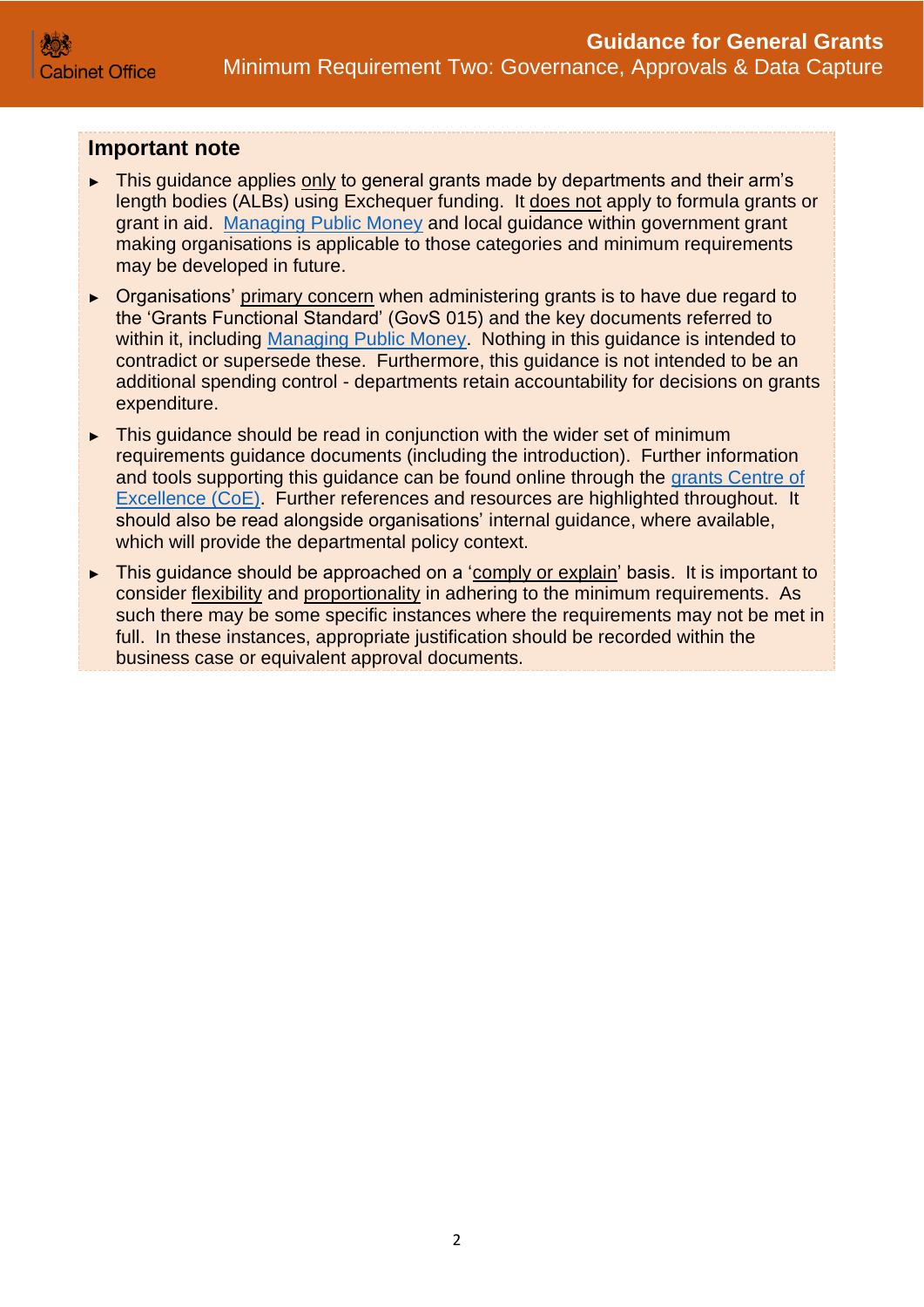## Important note

- This guidance applies only to general grants made by departments and their arm's length bodies (ALBs) using Exchequer funding. It does not apply to formula grants or grant in aid. Managing Public Money and local guidance within government grant making organisations is applicable to those categories and minimum requirements may be developed in future.
- Organisations' primary concern when administering grants is to have due regard to the 'Grants Functional Standard' (GovS 015) and the key documents referred to within it, including Managing Public Money. Nothing in this guidance is intended to contradict or supersede these. Furthermore, this guidance is not intended to be an additional spending control - departments retain accountability for decisions on grants expenditure.
- This guidance should be read in conjunction with the wider set of minimum requirements guidance documents (including the introduction). Further information and tools supporting this guidance can be found online through the grants Centre of Excellence (CoE). Further references and resources are highlighted throughout. It should also be read alongside organisations' internal guidance, where available, which will provide the departmental policy context.
- This guidance should be approached on a 'comply or explain' basis. It is important to consider flexibility and proportionality in adhering to the minimum requirements. As such there may be some specific instances where the requirements may not be met in full. In these instances, appropriate justification should be recorded within the business case or equivalent approval documents.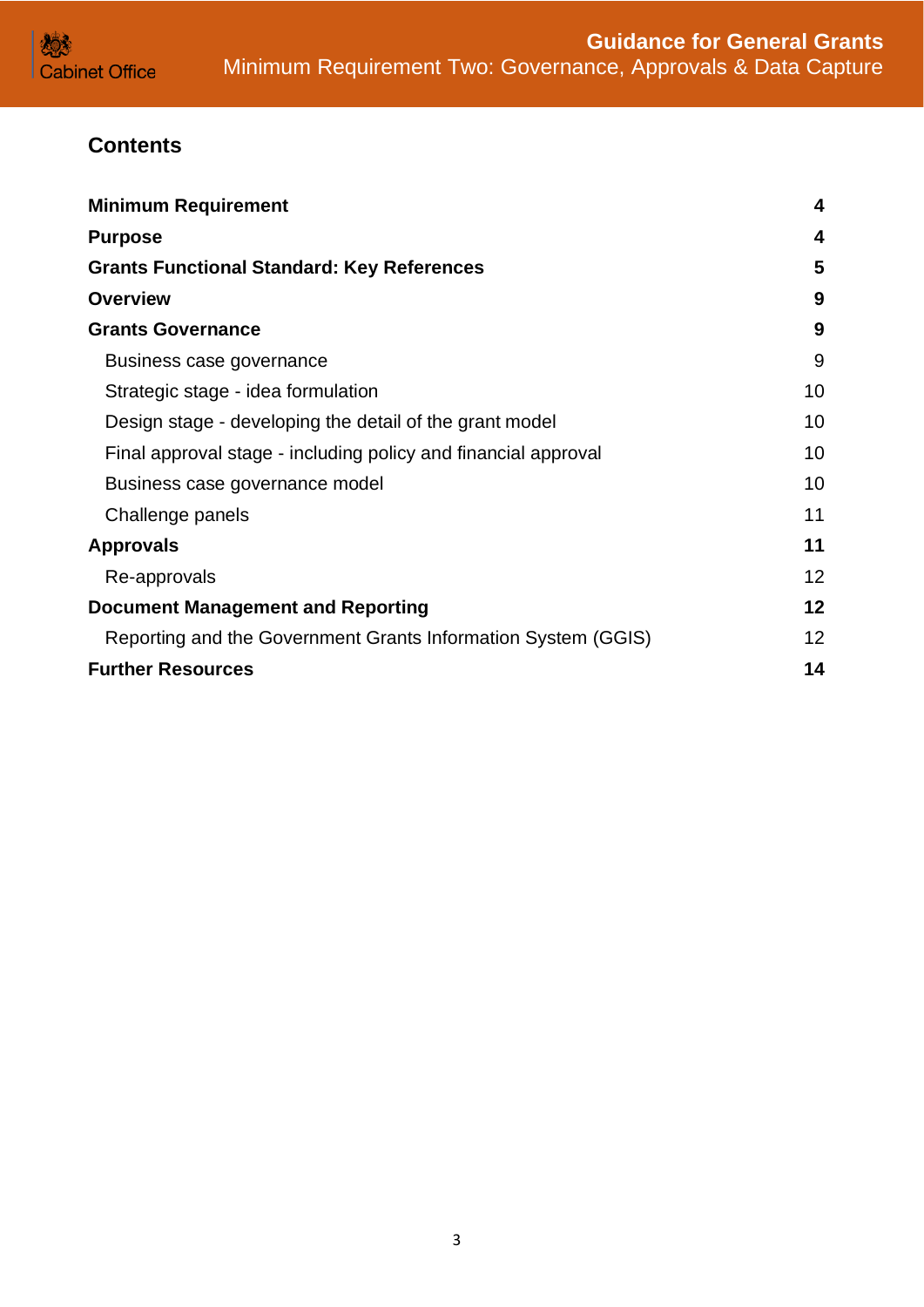## Contents

| | |
|---|---|
| **Minimum Requirement** | **4** |
| **Purpose** | **4** |
| **Grants Functional Standard: Key References** | **5** |
| **Overview** | **9** |
| **Grants Governance** | **9** |
| Business case governance | 9 |
| Strategic stage - idea formulation | 10 |
| Design stage - developing the detail of the grant model | 10 |
| Final approval stage - including policy and financial approval | 10 |
| Business case governance model | 10 |
| Challenge panels | 11 |
| **Approvals** | **11** |
| Re-approvals | 12 |
| **Document Management and Reporting** | **12** |
| Reporting and the Government Grants Information System (GGIS) | 12 |
| **Further Resources** | **14** |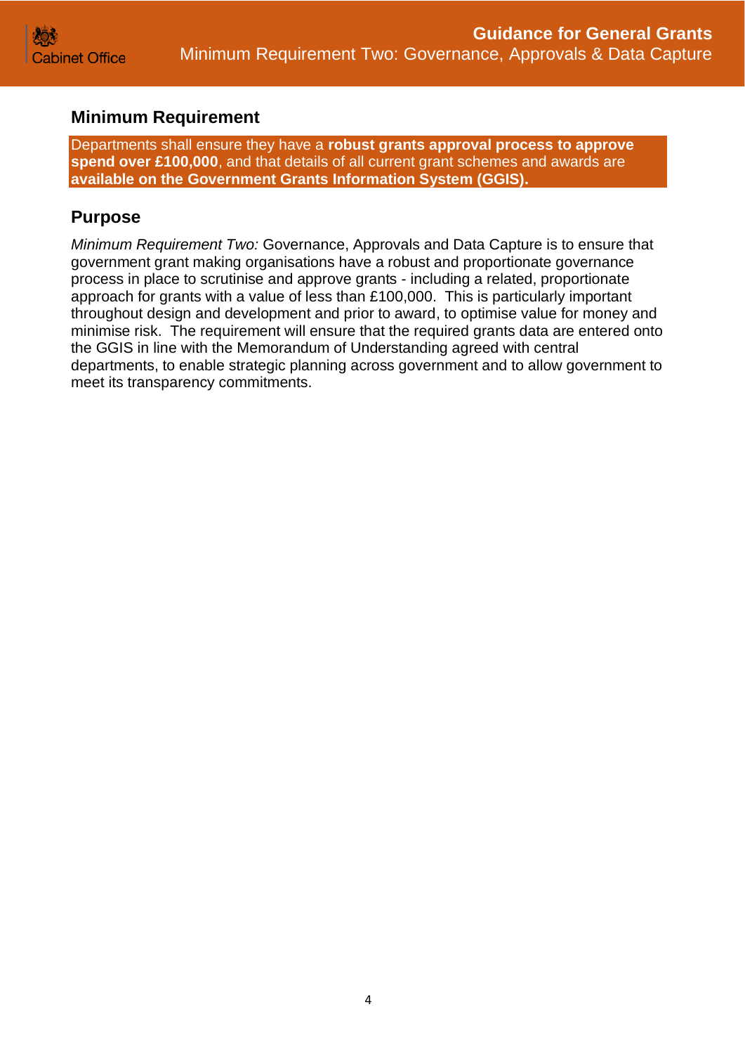## Minimum Requirement

Departments shall ensure they have a **robust grants approval process to approve spend over £100,000**, and that details of all current grant schemes and awards are **available on the Government Grants Information System (GGIS).**

## Purpose

*Minimum Requirement Two:* Governance, Approvals and Data Capture is to ensure that government grant making organisations have a robust and proportionate governance process in place to scrutinise and approve grants - including a related, proportionate approach for grants with a value of less than £100,000. This is particularly important throughout design and development and prior to award, to optimise value for money and minimise risk. The requirement will ensure that the required grants data are entered onto the GGIS in line with the Memorandum of Understanding agreed with central departments, to enable strategic planning across government and to allow government to meet its transparency commitments.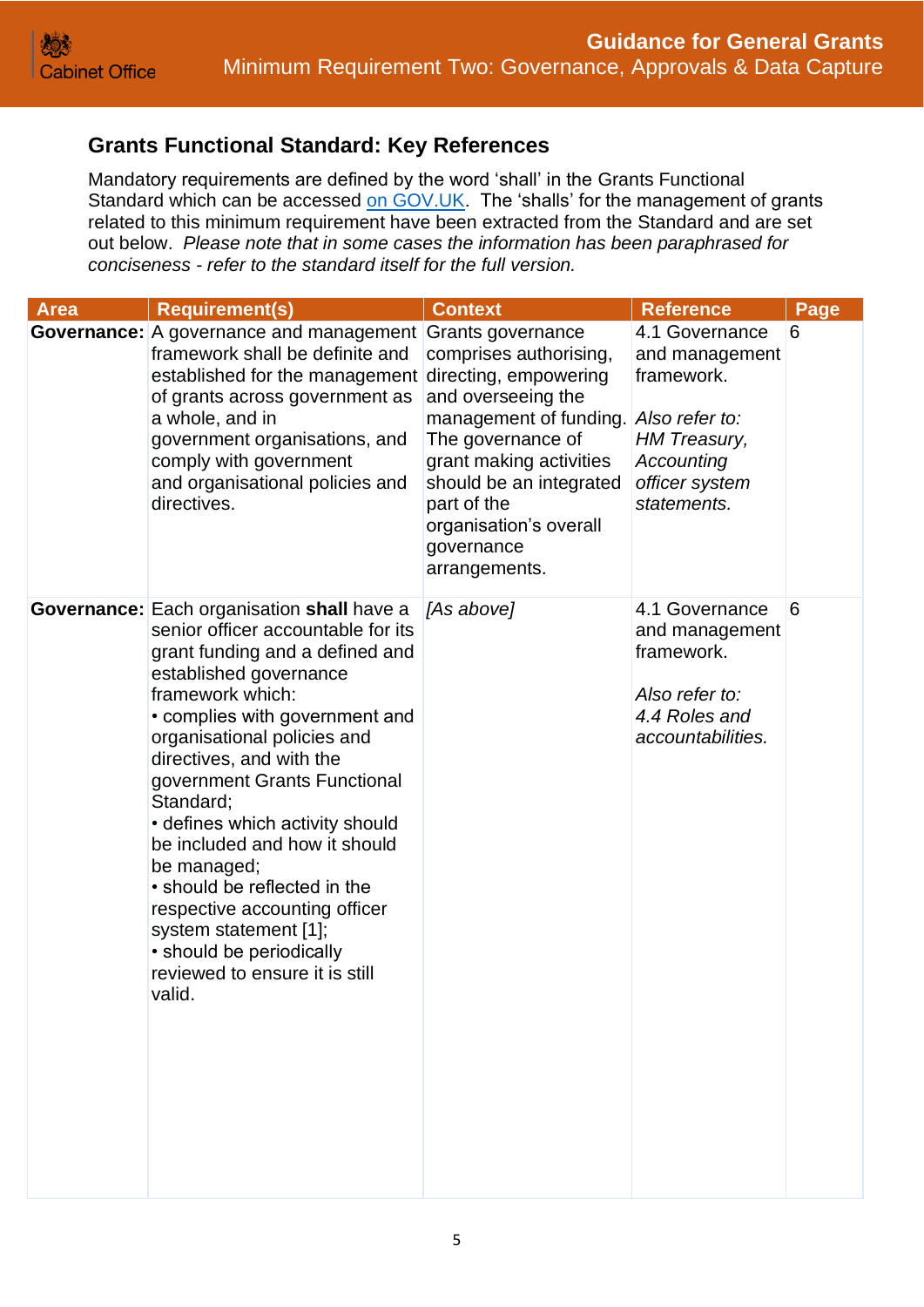## Grants Functional Standard: Key References

Mandatory requirements are defined by the word 'shall' in the Grants Functional Standard which can be accessed on GOV.UK. The 'shalls' for the management of grants related to this minimum requirement have been extracted from the Standard and are set out below. *Please note that in some cases the information has been paraphrased for conciseness - refer to the standard itself for the full version.*

| Area | Requirement(s) | Context | Reference | Page |
|---|---|---|---|---|
| **Governance:** | A governance and management framework shall be definite and established for the management of grants across government as a whole, and in government organisations, and comply with government and organisational policies and directives. | Grants governance comprises authorising, directing, empowering and overseeing the management of funding. The governance of grant making activities should be an integrated part of the organisation's overall governance arrangements. | 4.1 Governance and management framework.<br><br>*Also refer to: HM Treasury, Accounting officer system statements.* | 6 |
| **Governance:** | Each organisation **shall** have a senior officer accountable for its grant funding and a defined and established governance framework which:<br>• complies with government and organisational policies and directives, and with the government Grants Functional Standard;<br>• defines which activity should be included and how it should be managed;<br>• should be reflected in the respective accounting officer system statement [1];<br>• should be periodically reviewed to ensure it is still valid. | *[As above]* | 4.1 Governance and management framework.<br><br>*Also refer to: 4.4 Roles and accountabilities.* | 6 |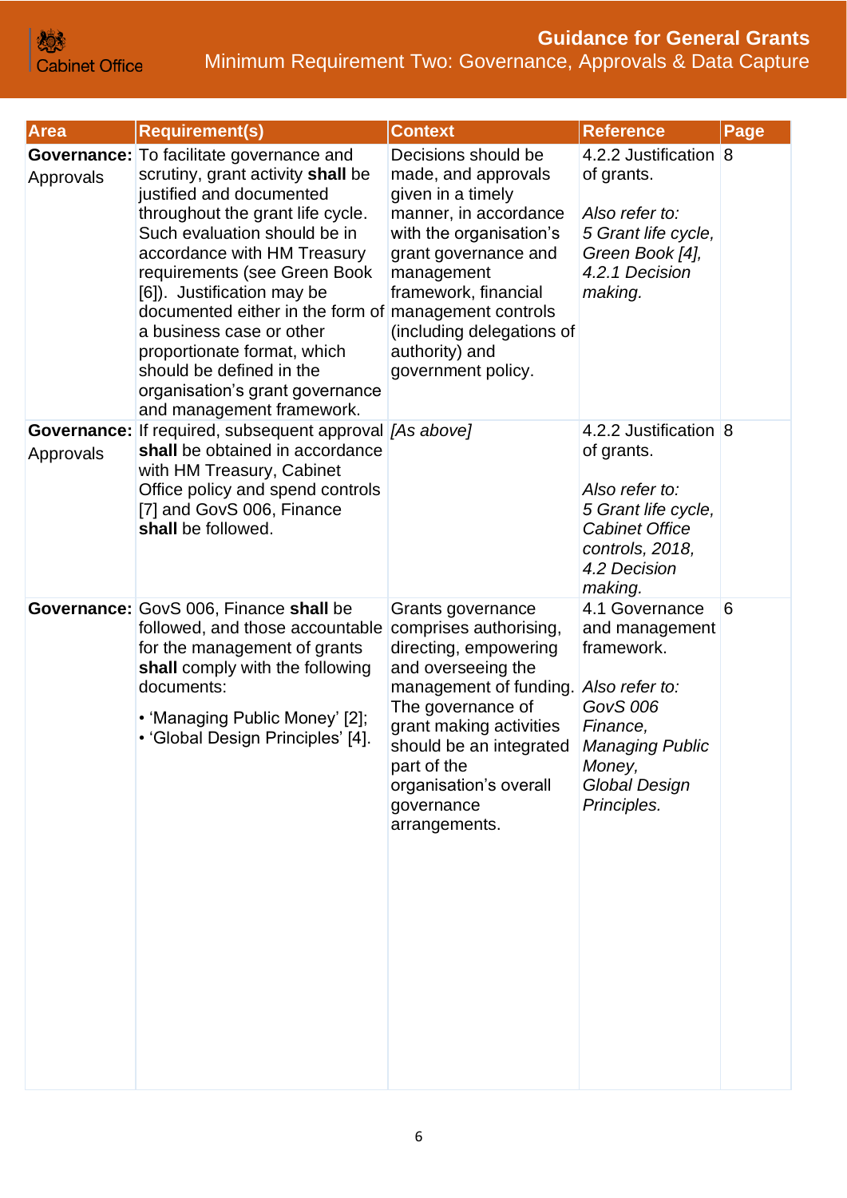| Area | Requirement(s) | Context | Reference | Page |
|---|---|---|---|---|
| **Governance:** Approvals | To facilitate governance and scrutiny, grant activity **shall** be justified and documented throughout the grant life cycle. Such evaluation should be in accordance with HM Treasury requirements (see Green Book [6]). Justification may be documented either in the form of a business case or other proportionate format, which should be defined in the organisation's grant governance and management framework. | Decisions should be made, and approvals given in a timely manner, in accordance with the organisation's grant governance and management framework, financial management controls (including delegations of authority) and government policy. | 4.2.2 Justification of grants.<br><br>*Also refer to: 5 Grant life cycle, Green Book [4], 4.2.1 Decision making.* | 8 |
| **Governance:** Approvals | If required, subsequent approval **shall** be obtained in accordance with HM Treasury, Cabinet Office policy and spend controls [7] and GovS 006, Finance **shall** be followed. | *[As above]* | 4.2.2 Justification of grants.<br><br>*Also refer to: 5 Grant life cycle, Cabinet Office controls, 2018, 4.2 Decision making.* | 8 |
| **Governance:** | GovS 006, Finance **shall** be followed, and those accountable for the management of grants **shall** comply with the following documents:<br><br>• 'Managing Public Money' [2];<br>• 'Global Design Principles' [4]. | Grants governance comprises authorising, directing, empowering and overseeing the management of funding. The governance of grant making activities should be an integrated part of the organisation's overall governance arrangements. | 4.1 Governance and management framework.<br><br>*Also refer to: GovS 006 Finance, Managing Public Money, Global Design Principles.* | 6 |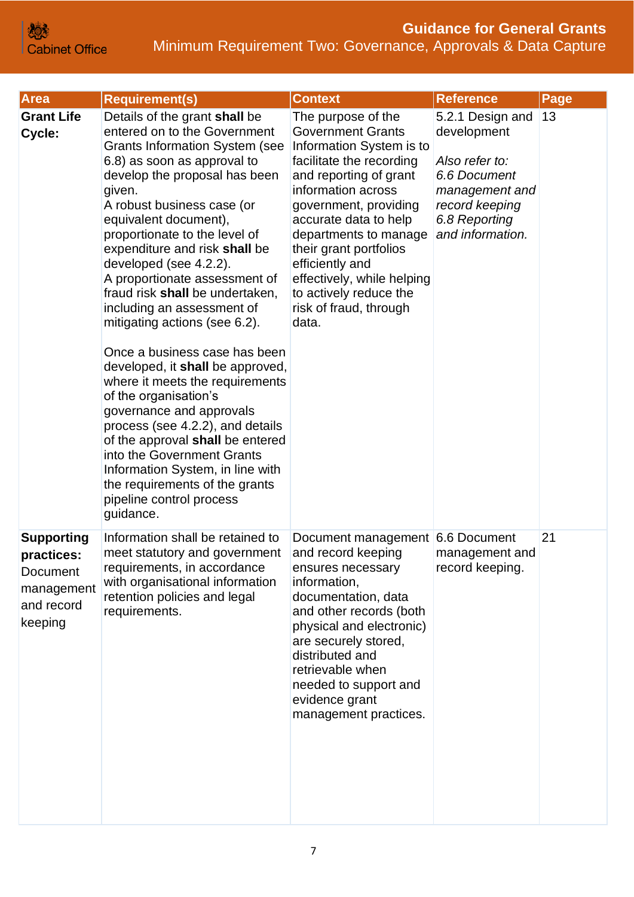| Area | Requirement(s) | Context | Reference | Page |
|---|---|---|---|---|
| **Grant Life Cycle:** | Details of the grant **shall** be entered on to the Government Grants Information System (see 6.8) as soon as approval to develop the proposal has been given.<br>A robust business case (or equivalent document), proportionate to the level of expenditure and risk **shall** be developed (see 4.2.2).<br>A proportionate assessment of fraud risk **shall** be undertaken, including an assessment of mitigating actions (see 6.2).<br><br>Once a business case has been developed, it **shall** be approved, where it meets the requirements of the organisation's governance and approvals process (see 4.2.2), and details of the approval **shall** be entered into the Government Grants Information System, in line with the requirements of the grants pipeline control process guidance. | The purpose of the Government Grants Information System is to facilitate the recording and reporting of grant information across government, providing accurate data to help departments to manage their grant portfolios efficiently and effectively, while helping to actively reduce the risk of fraud, through data. | 5.2.1 Design and development<br><br>*Also refer to:*<br>*6.6 Document management and record keeping*<br>*6.8 Reporting and information.* | 13 |
| **Supporting practices:** Document management and record keeping | Information shall be retained to meet statutory and government requirements, in accordance with organisational information retention policies and legal requirements. | Document management and record keeping ensures necessary information, documentation, data and other records (both physical and electronic) are securely stored, distributed and retrievable when needed to support and evidence grant management practices. | 6.6 Document management and record keeping. | 21 |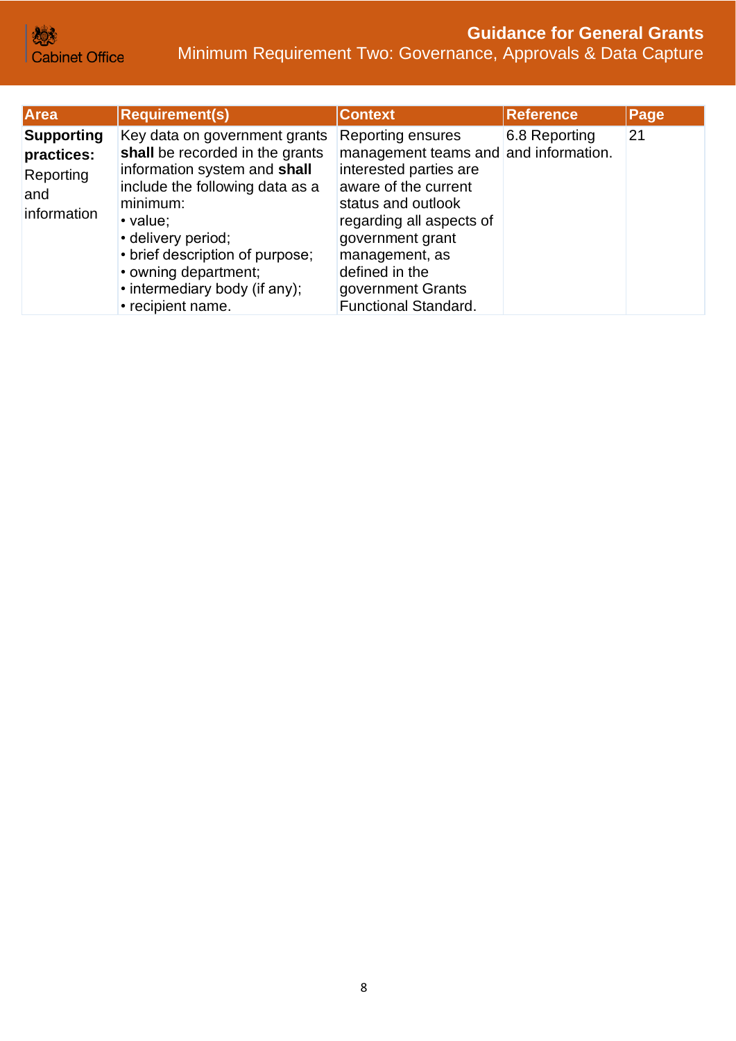| Area | Requirement(s) | Context | Reference | Page |
|---|---|---|---|---|
| **Supporting practices:** Reporting and information | Key data on government grants **shall** be recorded in the grants information system and **shall** include the following data as a minimum:<br>• value;<br>• delivery period;<br>• brief description of purpose;<br>• owning department;<br>• intermediary body (if any);<br>• recipient name. | Reporting ensures management teams and interested parties are aware of the current status and outlook regarding all aspects of government grant management, as defined in the government Grants Functional Standard. | 6.8 Reporting and information. | 21 |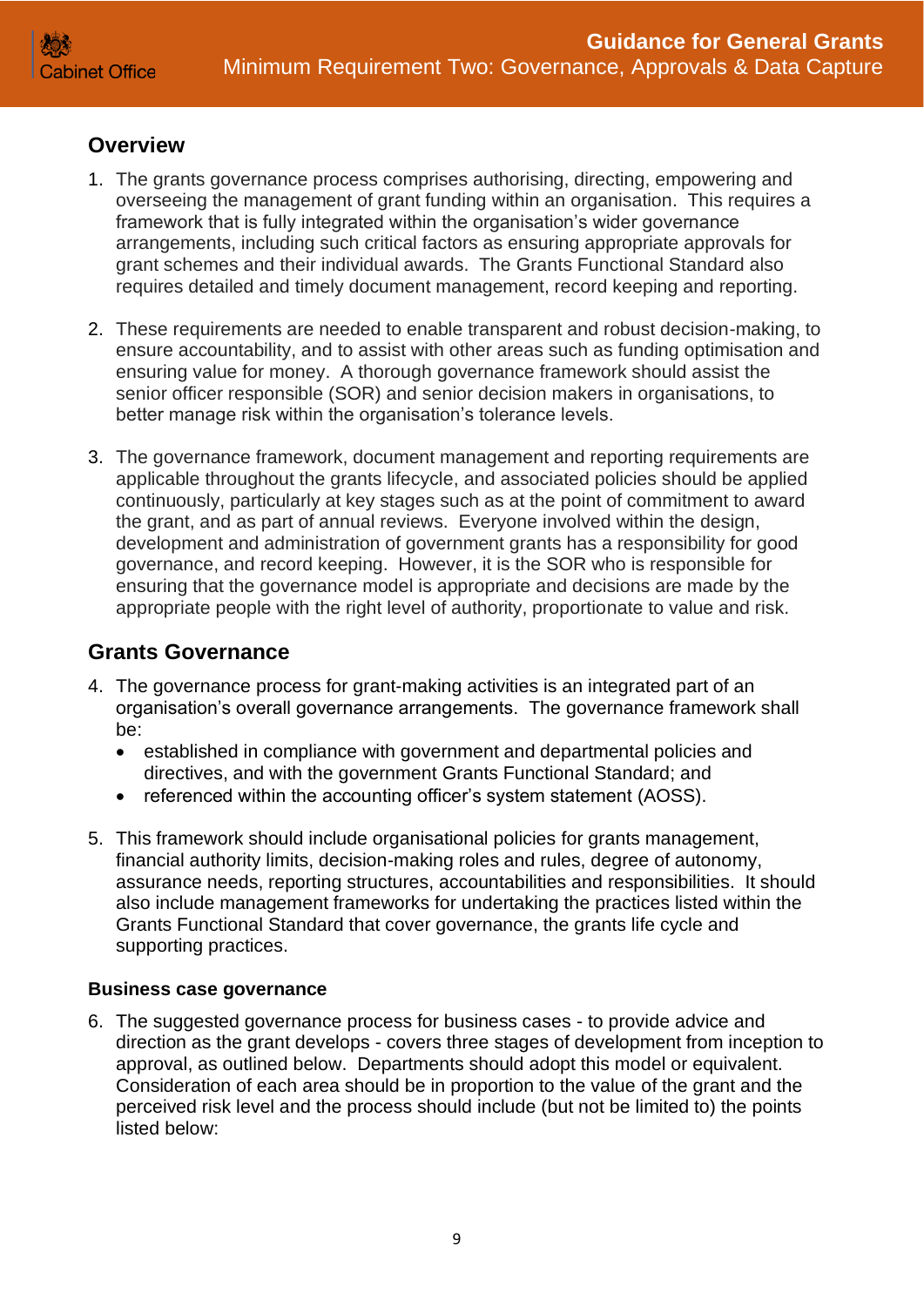## Overview

1. The grants governance process comprises authorising, directing, empowering and overseeing the management of grant funding within an organisation. This requires a framework that is fully integrated within the organisation's wider governance arrangements, including such critical factors as ensuring appropriate approvals for grant schemes and their individual awards. The Grants Functional Standard also requires detailed and timely document management, record keeping and reporting.

2. These requirements are needed to enable transparent and robust decision-making, to ensure accountability, and to assist with other areas such as funding optimisation and ensuring value for money. A thorough governance framework should assist the senior officer responsible (SOR) and senior decision makers in organisations, to better manage risk within the organisation's tolerance levels.

3. The governance framework, document management and reporting requirements are applicable throughout the grants lifecycle, and associated policies should be applied continuously, particularly at key stages such as at the point of commitment to award the grant, and as part of annual reviews. Everyone involved within the design, development and administration of government grants has a responsibility for good governance, and record keeping. However, it is the SOR who is responsible for ensuring that the governance model is appropriate and decisions are made by the appropriate people with the right level of authority, proportionate to value and risk.

## Grants Governance

4. The governance process for grant-making activities is an integrated part of an organisation's overall governance arrangements. The governance framework shall be:
   - established in compliance with government and departmental policies and directives, and with the government Grants Functional Standard; and
   - referenced within the accounting officer's system statement (AOSS).

5. This framework should include organisational policies for grants management, financial authority limits, decision-making roles and rules, degree of autonomy, assurance needs, reporting structures, accountabilities and responsibilities. It should also include management frameworks for undertaking the practices listed within the Grants Functional Standard that cover governance, the grants life cycle and supporting practices.

### Business case governance

6. The suggested governance process for business cases - to provide advice and direction as the grant develops - covers three stages of development from inception to approval, as outlined below. Departments should adopt this model or equivalent. Consideration of each area should be in proportion to the value of the grant and the perceived risk level and the process should include (but not be limited to) the points listed below: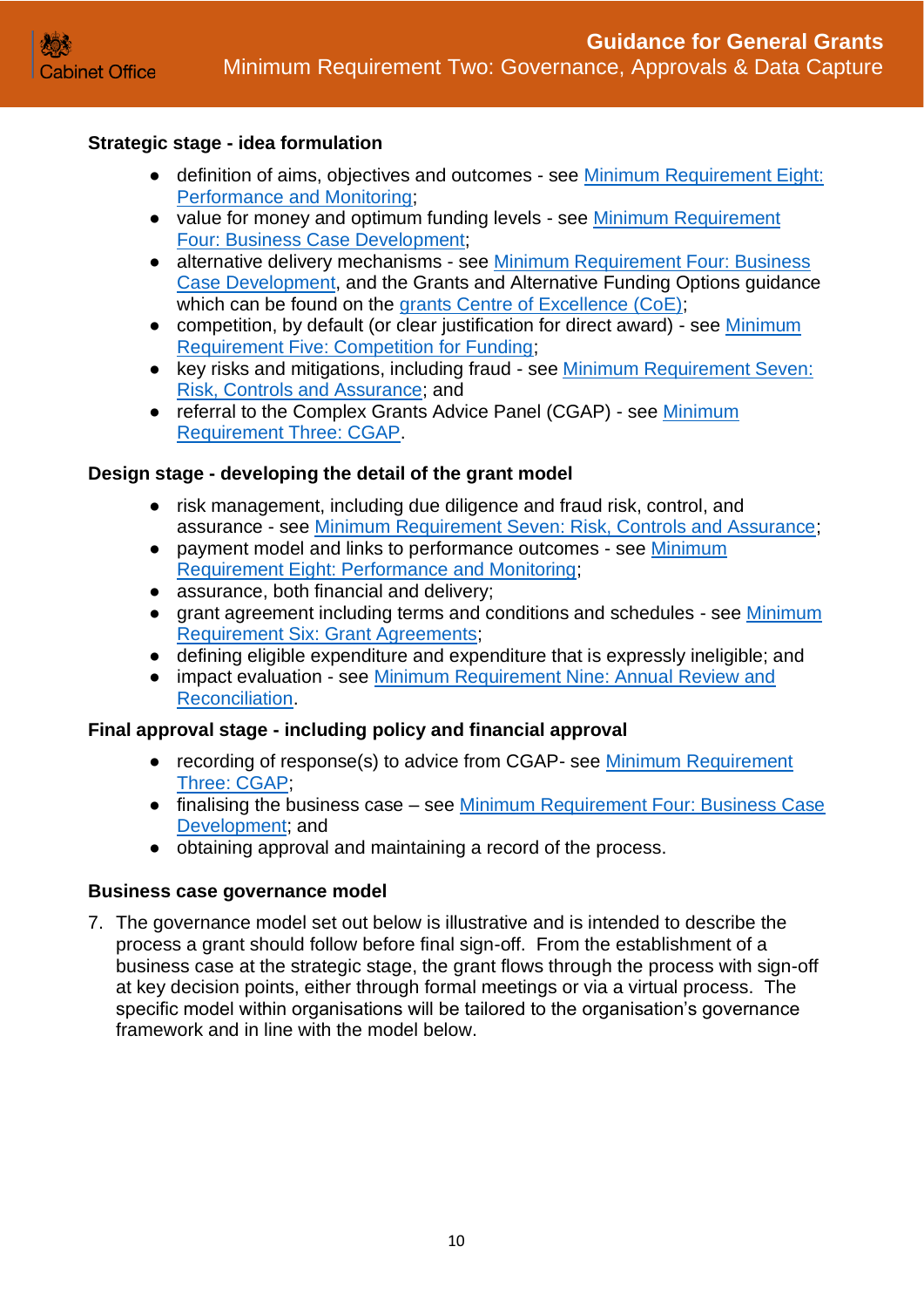**Strategic stage - idea formulation**

- definition of aims, objectives and outcomes - see Minimum Requirement Eight: Performance and Monitoring;
- value for money and optimum funding levels - see Minimum Requirement Four: Business Case Development;
- alternative delivery mechanisms - see Minimum Requirement Four: Business Case Development, and the Grants and Alternative Funding Options guidance which can be found on the grants Centre of Excellence (CoE);
- competition, by default (or clear justification for direct award) - see Minimum Requirement Five: Competition for Funding;
- key risks and mitigations, including fraud - see Minimum Requirement Seven: Risk, Controls and Assurance; and
- referral to the Complex Grants Advice Panel (CGAP) - see Minimum Requirement Three: CGAP.

**Design stage - developing the detail of the grant model**

- risk management, including due diligence and fraud risk, control, and assurance - see Minimum Requirement Seven: Risk, Controls and Assurance;
- payment model and links to performance outcomes - see Minimum Requirement Eight: Performance and Monitoring;
- assurance, both financial and delivery;
- grant agreement including terms and conditions and schedules - see Minimum Requirement Six: Grant Agreements;
- defining eligible expenditure and expenditure that is expressly ineligible; and
- impact evaluation - see Minimum Requirement Nine: Annual Review and Reconciliation.

**Final approval stage - including policy and financial approval**

- recording of response(s) to advice from CGAP- see Minimum Requirement Three: CGAP;
- finalising the business case – see Minimum Requirement Four: Business Case Development; and
- obtaining approval and maintaining a record of the process.

**Business case governance model**

7. The governance model set out below is illustrative and is intended to describe the process a grant should follow before final sign-off. From the establishment of a business case at the strategic stage, the grant flows through the process with sign-off at key decision points, either through formal meetings or via a virtual process. The specific model within organisations will be tailored to the organisation's governance framework and in line with the model below.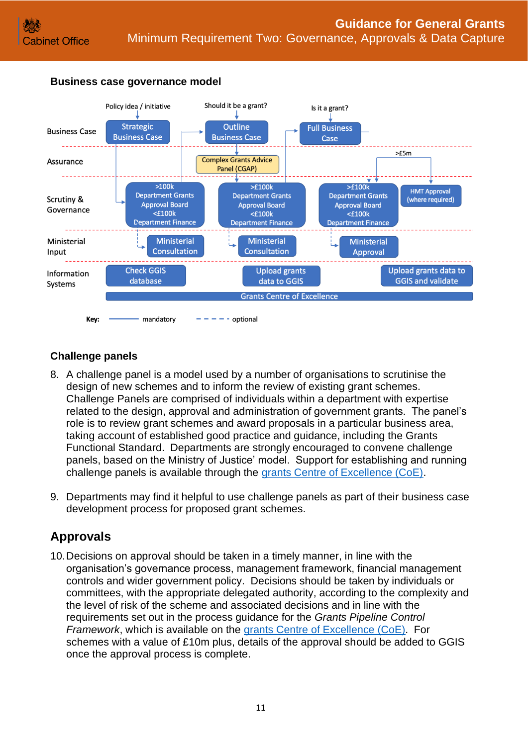### Business case governance model

| | Policy idea / initiative | Should it be a grant? | Is it a grant? | |
|---|---|---|---|---|
| Business Case | Strategic Business Case | Outline Business Case | Full Business Case | |
| Assurance | | Complex Grants Advice Panel (CGAP) | | >£5m |
| Scrutiny & Governance | >100k Department Grants Approval Board <£100k Department Finance | >£100k Department Grants Approval Board <£100k Department Finance | >£100k Department Grants Approval Board <£100k Department Finance | HMT Approval (where required) |
| Ministerial Input | Ministerial Consultation | Ministerial Consultation | Ministerial Approval | |
| Information Systems | Check GGIS database | Upload grants data to GGIS | Upload grants data to GGIS and validate | |
| | Grants Centre of Excellence | | | |

Key: —— mandatory - - - - optional

### Challenge panels

8. A challenge panel is a model used by a number of organisations to scrutinise the design of new schemes and to inform the review of existing grant schemes. Challenge Panels are comprised of individuals within a department with expertise related to the design, approval and administration of government grants. The panel's role is to review grant schemes and award proposals in a particular business area, taking account of established good practice and guidance, including the Grants Functional Standard. Departments are strongly encouraged to convene challenge panels, based on the Ministry of Justice' model. Support for establishing and running challenge panels is available through the grants Centre of Excellence (CoE).

9. Departments may find it helpful to use challenge panels as part of their business case development process for proposed grant schemes.

## Approvals

10. Decisions on approval should be taken in a timely manner, in line with the organisation's governance process, management framework, financial management controls and wider government policy. Decisions should be taken by individuals or committees, with the appropriate delegated authority, according to the complexity and the level of risk of the scheme and associated decisions and in line with the requirements set out in the process guidance for the *Grants Pipeline Control Framework*, which is available on the grants Centre of Excellence (CoE). For schemes with a value of £10m plus, details of the approval should be added to GGIS once the approval process is complete.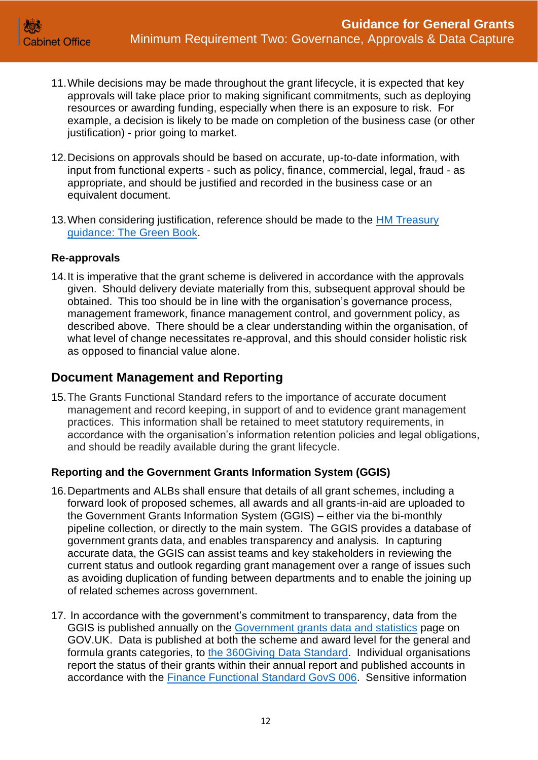11. While decisions may be made throughout the grant lifecycle, it is expected that key approvals will take place prior to making significant commitments, such as deploying resources or awarding funding, especially when there is an exposure to risk. For example, a decision is likely to be made on completion of the business case (or other justification) - prior going to market.

12. Decisions on approvals should be based on accurate, up-to-date information, with input from functional experts - such as policy, finance, commercial, legal, fraud - as appropriate, and should be justified and recorded in the business case or an equivalent document.

13. When considering justification, reference should be made to the [HM Treasury guidance: The Green Book](#).

### Re-approvals

14. It is imperative that the grant scheme is delivered in accordance with the approvals given. Should delivery deviate materially from this, subsequent approval should be obtained. This too should be in line with the organisation's governance process, management framework, finance management control, and government policy, as described above. There should be a clear understanding within the organisation, of what level of change necessitates re-approval, and this should consider holistic risk as opposed to financial value alone.

## Document Management and Reporting

15. The Grants Functional Standard refers to the importance of accurate document management and record keeping, in support of and to evidence grant management practices. This information shall be retained to meet statutory requirements, in accordance with the organisation's information retention policies and legal obligations, and should be readily available during the grant lifecycle.

### Reporting and the Government Grants Information System (GGIS)

16. Departments and ALBs shall ensure that details of all grant schemes, including a forward look of proposed schemes, all awards and all grants-in-aid are uploaded to the Government Grants Information System (GGIS) – either via the bi-monthly pipeline collection, or directly to the main system. The GGIS provides a database of government grants data, and enables transparency and analysis. In capturing accurate data, the GGIS can assist teams and key stakeholders in reviewing the current status and outlook regarding grant management over a range of issues such as avoiding duplication of funding between departments and to enable the joining up of related schemes across government.

17. In accordance with the government's commitment to transparency, data from the GGIS is published annually on the [Government grants data and statistics](#) page on GOV.UK. Data is published at both the scheme and award level for the general and formula grants categories, to [the 360Giving Data Standard](#). Individual organisations report the status of their grants within their annual report and published accounts in accordance with the [Finance Functional Standard GovS 006](#). Sensitive information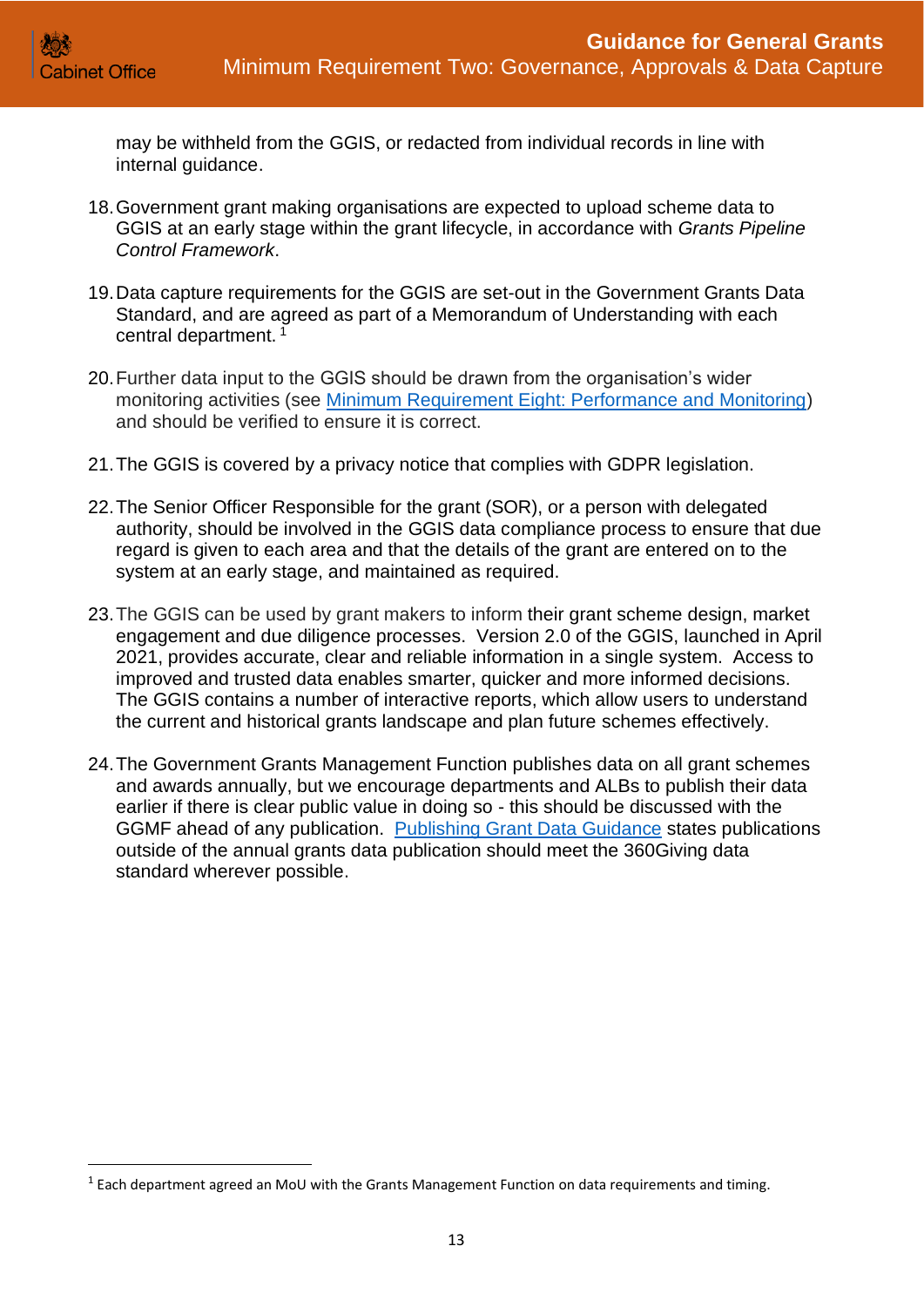may be withheld from the GGIS, or redacted from individual records in line with internal guidance.

18. Government grant making organisations are expected to upload scheme data to GGIS at an early stage within the grant lifecycle, in accordance with *Grants Pipeline Control Framework*.

19. Data capture requirements for the GGIS are set-out in the Government Grants Data Standard, and are agreed as part of a Memorandum of Understanding with each central department. [1]

20. Further data input to the GGIS should be drawn from the organisation's wider monitoring activities (see [Minimum Requirement Eight: Performance and Monitoring](#)) and should be verified to ensure it is correct.

21. The GGIS is covered by a privacy notice that complies with GDPR legislation.

22. The Senior Officer Responsible for the grant (SOR), or a person with delegated authority, should be involved in the GGIS data compliance process to ensure that due regard is given to each area and that the details of the grant are entered on to the system at an early stage, and maintained as required.

23. The GGIS can be used by grant makers to inform their grant scheme design, market engagement and due diligence processes. Version 2.0 of the GGIS, launched in April 2021, provides accurate, clear and reliable information in a single system. Access to improved and trusted data enables smarter, quicker and more informed decisions. The GGIS contains a number of interactive reports, which allow users to understand the current and historical grants landscape and plan future schemes effectively.

24. The Government Grants Management Function publishes data on all grant schemes and awards annually, but we encourage departments and ALBs to publish their data earlier if there is clear public value in doing so - this should be discussed with the GGMF ahead of any publication. [Publishing Grant Data Guidance](#) states publications outside of the annual grants data publication should meet the 360Giving data standard wherever possible.

---

[1] Each department agreed an MoU with the Grants Management Function on data requirements and timing.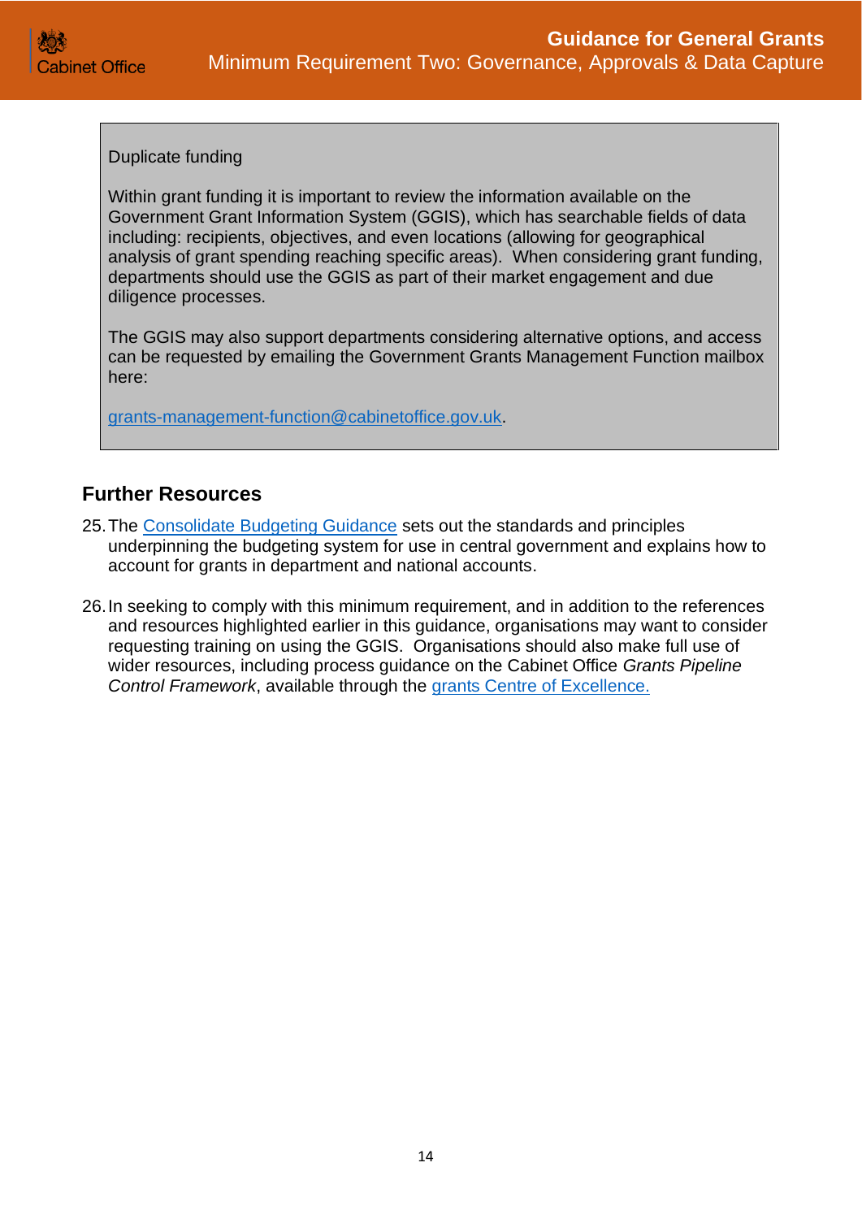Duplicate funding

Within grant funding it is important to review the information available on the Government Grant Information System (GGIS), which has searchable fields of data including: recipients, objectives, and even locations (allowing for geographical analysis of grant spending reaching specific areas). When considering grant funding, departments should use the GGIS as part of their market engagement and due diligence processes.

The GGIS may also support departments considering alternative options, and access can be requested by emailing the Government Grants Management Function mailbox here:

grants-management-function@cabinetoffice.gov.uk.

## Further Resources

25. The Consolidate Budgeting Guidance sets out the standards and principles underpinning the budgeting system for use in central government and explains how to account for grants in department and national accounts.

26. In seeking to comply with this minimum requirement, and in addition to the references and resources highlighted earlier in this guidance, organisations may want to consider requesting training on using the GGIS. Organisations should also make full use of wider resources, including process guidance on the Cabinet Office *Grants Pipeline Control Framework*, available through the grants Centre of Excellence.